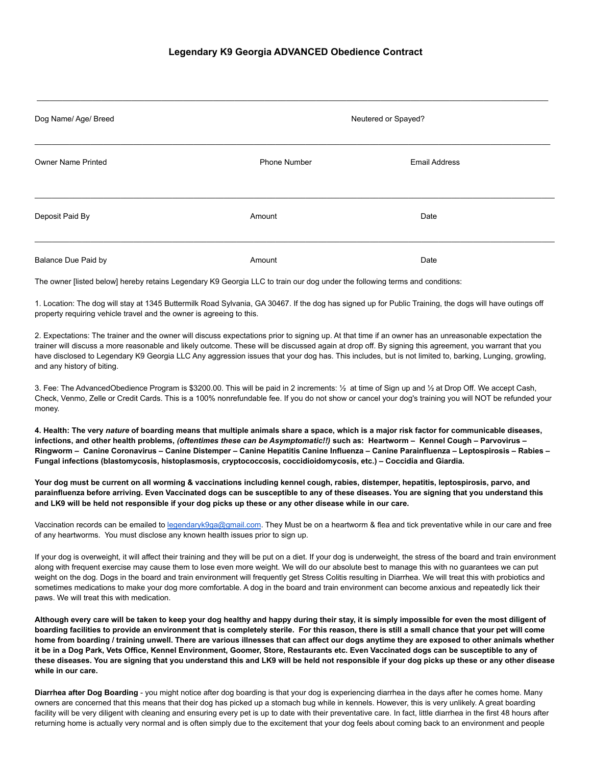# Legendary K9 Georgia ADVANCED Obedience Contract

---

| Dog Name/ Age/ Breed | | Neutered or Spayed? |
|---|---|---|
| **Owner Name Printed** | **Phone Number** | **Email Address** |
| **Deposit Paid By** | **Amount** | **Date** |
| **Balance Due Paid by** | **Amount** | **Date** |

The owner [listed below] hereby retains Legendary K9 Georgia LLC to train our dog under the following terms and conditions:

1. Location: The dog will stay at 1345 Buttermilk Road Sylvania, GA 30467. If the dog has signed up for Public Training, the dogs will have outings off property requiring vehicle travel and the owner is agreeing to this.

2. Expectations: The trainer and the owner will discuss expectations prior to signing up. At that time if an owner has an unreasonable expectation the trainer will discuss a more reasonable and likely outcome. These will be discussed again at drop off. By signing this agreement, you warrant that you have disclosed to Legendary K9 Georgia LLC Any aggression issues that your dog has. This includes, but is not limited to, barking, Lunging, growling, and any history of biting.

3. Fee: The AdvancedObedience Program is $3200.00. This will be paid in 2 increments: ½ at time of Sign up and ½ at Drop Off. We accept Cash, Check, Venmo, Zelle or Credit Cards. This is a 100% nonrefundable fee. If you do not show or cancel your dog's training you will NOT be refunded your money.

**4. Health: The very *nature* of boarding means that multiple animals share a space, which is a major risk factor for communicable diseases, infections, and other health problems, *(oftentimes these can be Asymptomatic!!)* such as: Heartworm – Kennel Cough – Parvovirus – Ringworm – Canine Coronavirus – Canine Distemper – Canine Hepatitis Canine Influenza – Canine Parainfluenza – Leptospirosis – Rabies – Fungal infections (blastomycosis, histoplasmosis, cryptococcosis, coccidioidomycosis, etc.) – Coccidia and Giardia.**

**Your dog must be current on all worming & vaccinations including kennel cough, rabies, distemper, hepatitis, leptospirosis, parvo, and parainfluenza before arriving. Even Vaccinated dogs can be susceptible to any of these diseases. You are signing that you understand this and LK9 will be held not responsible if your dog picks up these or any other disease while in our care.**

Vaccination records can be emailed to legendaryk9ga@gmail.com. They Must be on a heartworm & flea and tick preventative while in our care and free of any heartworms. You must disclose any known health issues prior to sign up.

If your dog is overweight, it will affect their training and they will be put on a diet. If your dog is underweight, the stress of the board and train environment along with frequent exercise may cause them to lose even more weight. We will do our absolute best to manage this with no guarantees we can put weight on the dog. Dogs in the board and train environment will frequently get Stress Colitis resulting in Diarrhea. We will treat this with probiotics and sometimes medications to make your dog more comfortable. A dog in the board and train environment can become anxious and repeatedly lick their paws. We will treat this with medication.

**Although every care will be taken to keep your dog healthy and happy during their stay, it is simply impossible for even the most diligent of boarding facilities to provide an environment that is completely sterile. For this reason, there is still a small chance that your pet will come home from boarding / training unwell. There are various illnesses that can affect our dogs anytime they are exposed to other animals whether it be in a Dog Park, Vets Office, Kennel Environment, Goomer, Store, Restaurants etc. Even Vaccinated dogs can be susceptible to any of these diseases. You are signing that you understand this and LK9 will be held not responsible if your dog picks up these or any other disease while in our care.**

**Diarrhea after Dog Boarding** - you might notice after dog boarding is that your dog is experiencing diarrhea in the days after he comes home. Many owners are concerned that this means that their dog has picked up a stomach bug while in kennels. However, this is very unlikely. A great boarding facility will be very diligent with cleaning and ensuring every pet is up to date with their preventative care. In fact, little diarrhea in the first 48 hours after returning home is actually very normal and is often simply due to the excitement that your dog feels about coming back to an environment and people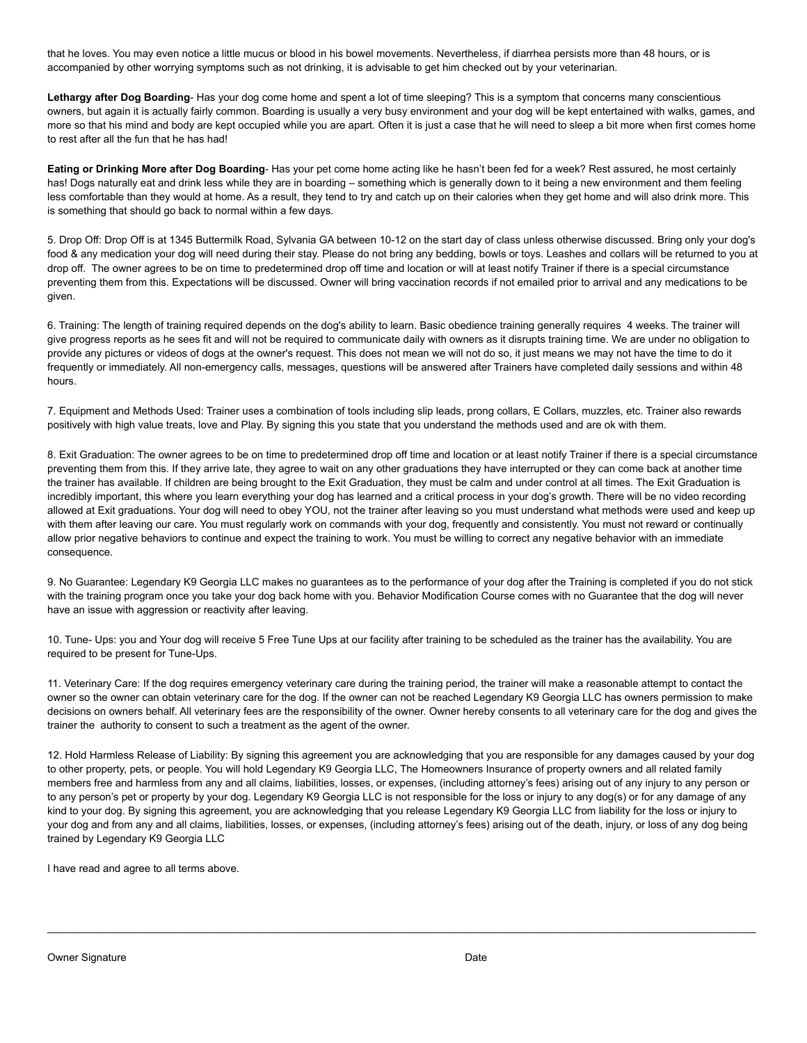that he loves. You may even notice a little mucus or blood in his bowel movements. Nevertheless, if diarrhea persists more than 48 hours, or is accompanied by other worrying symptoms such as not drinking, it is advisable to get him checked out by your veterinarian.

**Lethargy after Dog Boarding**- Has your dog come home and spent a lot of time sleeping? This is a symptom that concerns many conscientious owners, but again it is actually fairly common. Boarding is usually a very busy environment and your dog will be kept entertained with walks, games, and more so that his mind and body are kept occupied while you are apart. Often it is just a case that he will need to sleep a bit more when first comes home to rest after all the fun that he has had!

**Eating or Drinking More after Dog Boarding**- Has your pet come home acting like he hasn't been fed for a week? Rest assured, he most certainly has! Dogs naturally eat and drink less while they are in boarding – something which is generally down to it being a new environment and them feeling less comfortable than they would at home. As a result, they tend to try and catch up on their calories when they get home and will also drink more. This is something that should go back to normal within a few days.

5. Drop Off: Drop Off is at 1345 Buttermilk Road, Sylvania GA between 10-12 on the start day of class unless otherwise discussed. Bring only your dog's food & any medication your dog will need during their stay. Please do not bring any bedding, bowls or toys. Leashes and collars will be returned to you at drop off. The owner agrees to be on time to predetermined drop off time and location or will at least notify Trainer if there is a special circumstance preventing them from this. Expectations will be discussed. Owner will bring vaccination records if not emailed prior to arrival and any medications to be given.

6. Training: The length of training required depends on the dog's ability to learn. Basic obedience training generally requires 4 weeks. The trainer will give progress reports as he sees fit and will not be required to communicate daily with owners as it disrupts training time. We are under no obligation to provide any pictures or videos of dogs at the owner's request. This does not mean we will not do so, it just means we may not have the time to do it frequently or immediately. All non-emergency calls, messages, questions will be answered after Trainers have completed daily sessions and within 48 hours.

7. Equipment and Methods Used: Trainer uses a combination of tools including slip leads, prong collars, E Collars, muzzles, etc. Trainer also rewards positively with high value treats, love and Play. By signing this you state that you understand the methods used and are ok with them.

8. Exit Graduation: The owner agrees to be on time to predetermined drop off time and location or at least notify Trainer if there is a special circumstance preventing them from this. If they arrive late, they agree to wait on any other graduations they have interrupted or they can come back at another time the trainer has available. If children are being brought to the Exit Graduation, they must be calm and under control at all times. The Exit Graduation is incredibly important, this where you learn everything your dog has learned and a critical process in your dog's growth. There will be no video recording allowed at Exit graduations. Your dog will need to obey YOU, not the trainer after leaving so you must understand what methods were used and keep up with them after leaving our care. You must regularly work on commands with your dog, frequently and consistently. You must not reward or continually allow prior negative behaviors to continue and expect the training to work. You must be willing to correct any negative behavior with an immediate consequence.

9. No Guarantee: Legendary K9 Georgia LLC makes no guarantees as to the performance of your dog after the Training is completed if you do not stick with the training program once you take your dog back home with you. Behavior Modification Course comes with no Guarantee that the dog will never have an issue with aggression or reactivity after leaving.

10. Tune- Ups: you and Your dog will receive 5 Free Tune Ups at our facility after training to be scheduled as the trainer has the availability. You are required to be present for Tune-Ups.

11. Veterinary Care: If the dog requires emergency veterinary care during the training period, the trainer will make a reasonable attempt to contact the owner so the owner can obtain veterinary care for the dog. If the owner can not be reached Legendary K9 Georgia LLC has owners permission to make decisions on owners behalf. All veterinary fees are the responsibility of the owner. Owner hereby consents to all veterinary care for the dog and gives the trainer the authority to consent to such a treatment as the agent of the owner.

12. Hold Harmless Release of Liability: By signing this agreement you are acknowledging that you are responsible for any damages caused by your dog to other property, pets, or people. You will hold Legendary K9 Georgia LLC, The Homeowners Insurance of property owners and all related family members free and harmless from any and all claims, liabilities, losses, or expenses, (including attorney's fees) arising out of any injury to any person or to any person's pet or property by your dog. Legendary K9 Georgia LLC is not responsible for the loss or injury to any dog(s) or for any damage of any kind to your dog. By signing this agreement, you are acknowledging that you release Legendary K9 Georgia LLC from liability for the loss or injury to your dog and from any and all claims, liabilities, losses, or expenses, (including attorney's fees) arising out of the death, injury, or loss of any dog being trained by Legendary K9 Georgia LLC

I have read and agree to all terms above.

---

Owner Signature                                                                                                    Date